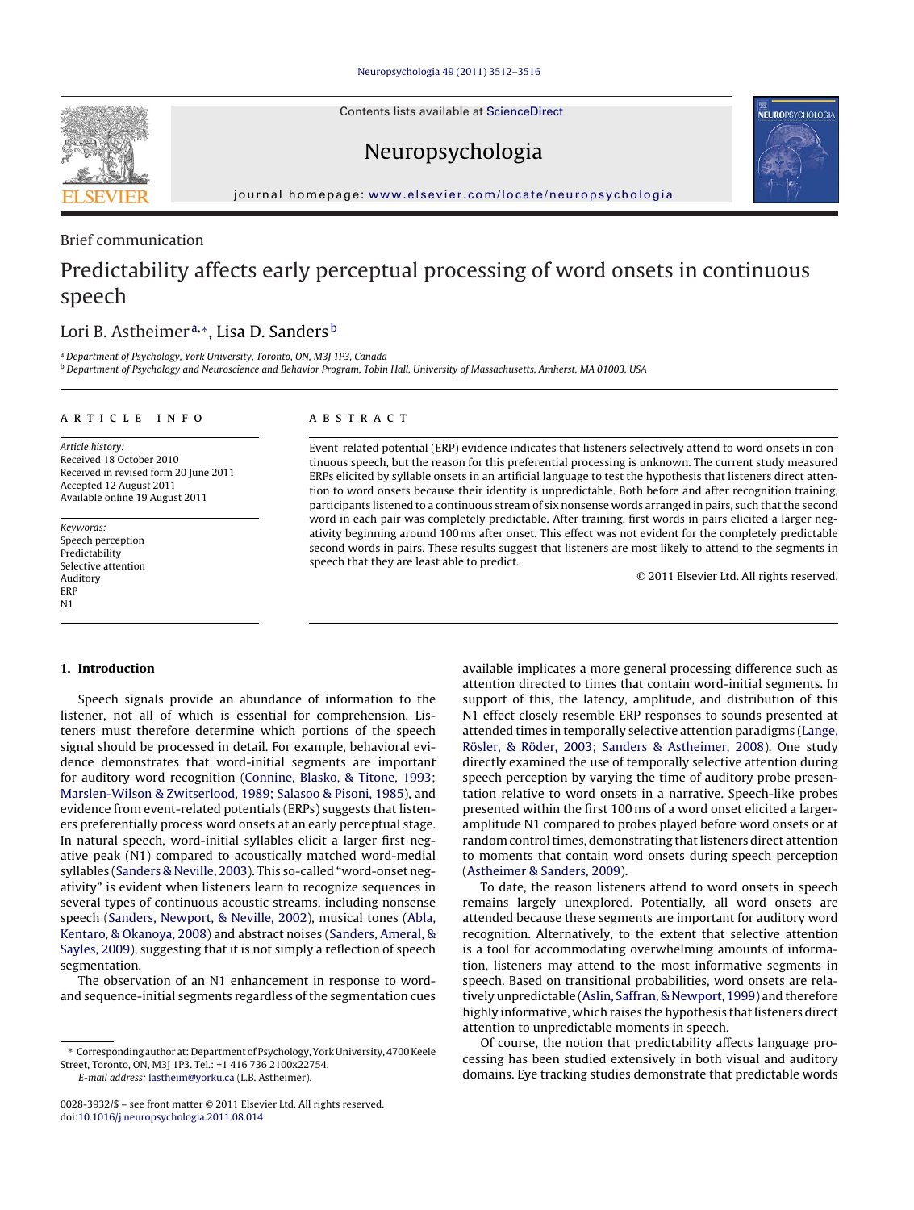Contents lists available at ScienceDirect

# Neuropsychologia

journal homepage: www.elsevier.com/locate/neuropsychologia

Brief communication

# Predictability affects early perceptual processing of word onsets in continuous speech

Lori B. Astheimer[a,*], Lisa D. Sanders[b]

[a] Department of Psychology, York University, Toronto, ON, M3J 1P3, Canada
[b] Department of Psychology and Neuroscience and Behavior Program, Tobin Hall, University of Massachusetts, Amherst, MA 01003, USA

**ARTICLE INFO**

*Article history:*
Received 18 October 2010
Received in revised form 20 June 2011
Accepted 12 August 2011
Available online 19 August 2011

*Keywords:*
Speech perception
Predictability
Selective attention
Auditory
ERP
N1

**ABSTRACT**

Event-related potential (ERP) evidence indicates that listeners selectively attend to word onsets in continuous speech, but the reason for this preferential processing is unknown. The current study measured ERPs elicited by syllable onsets in an artificial language to test the hypothesis that listeners direct attention to word onsets because their identity is unpredictable. Both before and after recognition training, participants listened to a continuous stream of six nonsense words arranged in pairs, such that the second word in each pair was completely predictable. After training, first words in pairs elicited a larger negativity beginning around 100 ms after onset. This effect was not evident for the completely predictable second words in pairs. These results suggest that listeners are most likely to attend to the segments in speech that they are least able to predict.

© 2011 Elsevier Ltd. All rights reserved.

## 1. Introduction

Speech signals provide an abundance of information to the listener, not all of which is essential for comprehension. Listeners must therefore determine which portions of the speech signal should be processed in detail. For example, behavioral evidence demonstrates that word-initial segments are important for auditory word recognition (Connine, Blasko, & Titone, 1993; Marslen-Wilson & Zwitserlood, 1989; Salasoo & Pisoni, 1985), and evidence from event-related potentials (ERPs) suggests that listeners preferentially process word onsets at an early perceptual stage. In natural speech, word-initial syllables elicit a larger first negative peak (N1) compared to acoustically matched word-medial syllables (Sanders & Neville, 2003). This so-called "word-onset negativity" is evident when listeners learn to recognize sequences in several types of continuous acoustic streams, including nonsense speech (Sanders, Newport, & Neville, 2002), musical tones (Abla, Kentaro, & Okanoya, 2008) and abstract noises (Sanders, Ameral, & Sayles, 2009), suggesting that it is not simply a reflection of speech segmentation.

The observation of an N1 enhancement in response to word- and sequence-initial segments regardless of the segmentation cues available implicates a more general processing difference such as attention directed to times that contain word-initial segments. In support of this, the latency, amplitude, and distribution of this N1 effect closely resemble ERP responses to sounds presented at attended times in temporally selective attention paradigms (Lange, Rösler, & Röder, 2003; Sanders & Astheimer, 2008). One study directly examined the use of temporally selective attention during speech perception by varying the time of auditory probe presentation relative to word onsets in a narrative. Speech-like probes presented within the first 100 ms of a word onset elicited a larger-amplitude N1 compared to probes played before word onsets or at random control times, demonstrating that listeners direct attention to moments that contain word onsets during speech perception (Astheimer & Sanders, 2009).

To date, the reason listeners attend to word onsets in speech remains largely unexplored. Potentially, all word onsets are attended because these segments are important for auditory word recognition. Alternatively, to the extent that selective attention is a tool for accommodating overwhelming amounts of information, listeners may attend to the most informative segments in speech. Based on transitional probabilities, word onsets are relatively unpredictable (Aslin, Saffran, & Newport, 1999) and therefore highly informative, which raises the hypothesis that listeners direct attention to unpredictable moments in speech.

Of course, the notion that predictability affects language processing has been studied extensively in both visual and auditory domains. Eye tracking studies demonstrate that predictable words

* Corresponding author at: Department of Psychology, York University, 4700 Keele Street, Toronto, ON, M3J 1P3. Tel.: +1 416 736 2100x22754.
E-mail address: lastheim@yorku.ca (L.B. Astheimer).

0028-3932/$ – see front matter © 2011 Elsevier Ltd. All rights reserved.
doi:10.1016/j.neuropsychologia.2011.08.014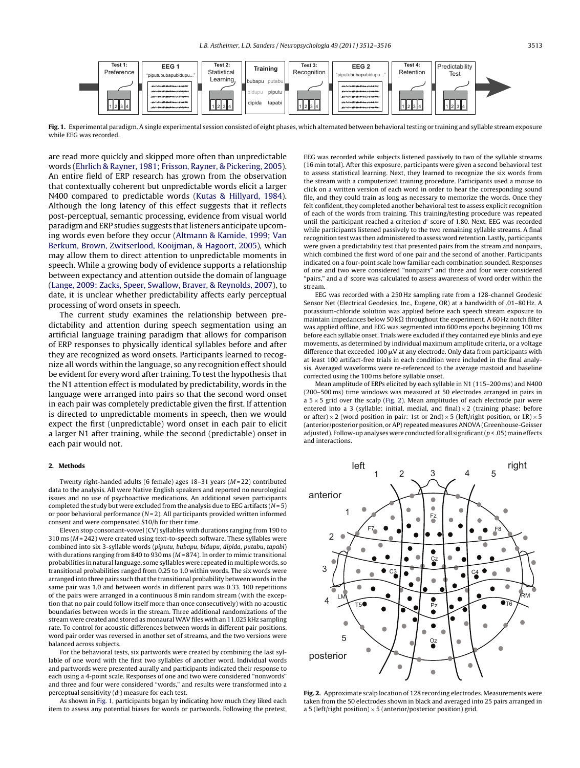Fig. 1. Experimental paradigm. A single experimental session consisted of eight phases, which alternated between behavioral testing or training and syllable stream exposure while EEG was recorded.

are read more quickly and skipped more often than unpredictable words (Ehrlich & Rayner, 1981; Frisson, Rayner, & Pickering, 2005). An entire field of ERP research has grown from the observation that contextually coherent but unpredictable words elicit a larger N400 compared to predictable words (Kutas & Hillyard, 1984). Although the long latency of this effect suggests that it reflects post-perceptual, semantic processing, evidence from visual world paradigm and ERP studies suggests that listeners anticipate upcoming words even before they occur (Altmann & Kamide, 1999; Van Berkum, Brown, Zwitserlood, Kooijman, & Hagoort, 2005), which may allow them to direct attention to unpredictable moments in speech. While a growing body of evidence supports a relationship between expectancy and attention outside the domain of language (Lange, 2009; Zacks, Speer, Swallow, Braver, & Reynolds, 2007), to date, it is unclear whether predictability affects early perceptual processing of word onsets in speech.

The current study examines the relationship between predictability and attention during speech segmentation using an artificial language training paradigm that allows for comparison of ERP responses to physically identical syllables before and after they are recognized as word onsets. Participants learned to recognize all words within the language, so any recognition effect should be evident for every word after training. To test the hypothesis that the N1 attention effect is modulated by predictability, words in the language were arranged into pairs so that the second word onset in each pair was completely predictable given the first. If attention is directed to unpredictable moments in speech, then we would expect the first (unpredictable) word onset in each pair to elicit a larger N1 after training, while the second (predictable) onset in each pair would not.

## 2. Methods

Twenty right-handed adults (6 female) ages 18–31 years (*M* = 22) contributed data to the analysis. All were Native English speakers and reported no neurological issues and no use of psychoactive medications. An additional seven participants completed the study but were excluded from the analysis due to EEG artifacts (*N* = 5) or poor behavioral performance (*N* = 2). All participants provided written informed consent and were compensated $10/h for their time.

Eleven stop consonant-vowel (CV) syllables with durations ranging from 190 to 310 ms (*M* = 242) were created using text-to-speech software. These syllables were combined into six 3-syllable words (*piputu*, *bubapu*, *bidupu*, *dipida*, *putabu*, *tapabi*) with durations ranging from 840 to 930 ms (*M* = 874). In order to mimic transitional probabilities in natural language, some syllables were repeated in multiple words, so transitional probabilities ranged from 0.25 to 1.0 within words. The six words were arranged into three pairs such that the transitional probability between words in the same pair was 1.0 and between words in different pairs was 0.33. 100 repetitions of the pairs were arranged in a continuous 8 min random stream (with the exception that no pair could follow itself more than once consecutively) with no acoustic boundaries between words in the stream. Three additional randomizations of the stream were created and stored as monaural WAV files with an 11.025 kHz sampling rate. To control for acoustic differences between words in different pair positions, word pair order was reversed in another set of streams, and the two versions were balanced across subjects.

For the behavioral tests, six partwords were created by combining the last syllable of one word with the first two syllables of another word. Individual words and partwords were presented aurally and participants indicated their response to each using a 4-point scale. Responses of one and two were considered "nonwords" and three and four were considered "words," and results were transformed into a perceptual sensitivity ($d'$) measure for each test.

As shown in Fig. 1, participants began by indicating how much they liked each item to assess any potential biases for words or partwords. Following the pretest, EEG was recorded while subjects listened passively to two of the syllable streams (16 min total). After this exposure, participants were given a second behavioral test to assess statistical learning. Next, they learned to recognize the six words from the stream with a computerized training procedure. Participants used a mouse to click on a written version of each word in order to hear the corresponding sound file, and they could train as long as necessary to memorize the words. Once they felt confident, they completed another behavioral test to assess explicit recognition of each of the words from training. This training/testing procedure was repeated until the participant reached a criterion $d'$ score of 1.80. Next, EEG was recorded while participants listened passively to the two remaining syllable streams. A final recognition test was then administered to assess word retention. Lastly, participants were given a predictability test that presented pairs from the stream and nonpairs, which combined the first word of one pair and the second of another. Participants indicated on a four-point scale how familiar each combination sounded. Responses of one and two were considered "nonpairs" and three and four were considered "pairs," and a $d'$ score was calculated to assess awareness of word order within the stream.

EEG was recorded with a 250 Hz sampling rate from a 128-channel Geodesic Sensor Net (Electrical Geodesics, Inc., Eugene, OR) at a bandwidth of .01–80 Hz. A potassium-chloride solution was applied before each speech stream exposure to maintain impedances below 50 kΩ throughout the experiment. A 60 Hz notch filter was applied offline, and EEG was segmented into 600 ms epochs beginning 100 ms before each syllable onset. Trials were excluded if they contained eye blinks and eye movements, as determined by individual maximum amplitude criteria, or a voltage difference that exceeded 100 μV at any electrode. Only data from participants with at least 100 artifact-free trials in each condition were included in the final analysis. Averaged waveforms were re-referenced to the average mastoid and baseline corrected using the 100 ms before syllable onset.

Mean amplitude of ERPs elicited by each syllable in N1 (115–200 ms) and N400 (200–500 ms) time windows was measured at 50 electrodes arranged in pairs in a 5 × 5 grid over the scalp (Fig. 2). Mean amplitudes of each electrode pair were entered into a 3 (syllable: initial, medial, and final) × 2 (training phase: before or after) × 2 (word position in pair: 1st or 2nd) × 5 (left/right position, or LR) × 5 (anterior/posterior position, or AP) repeated measures ANOVA (Greenhouse-Geisser adjusted). Follow-up analyses were conducted for all significant ($p$ < .05) main effects and interactions.

Fig. 2. Approximate scalp location of 128 recording electrodes. Measurements were taken from the 50 electrodes shown in black and averaged into 25 pairs arranged in a 5 (left/right position) × 5 (anterior/posterior position) grid.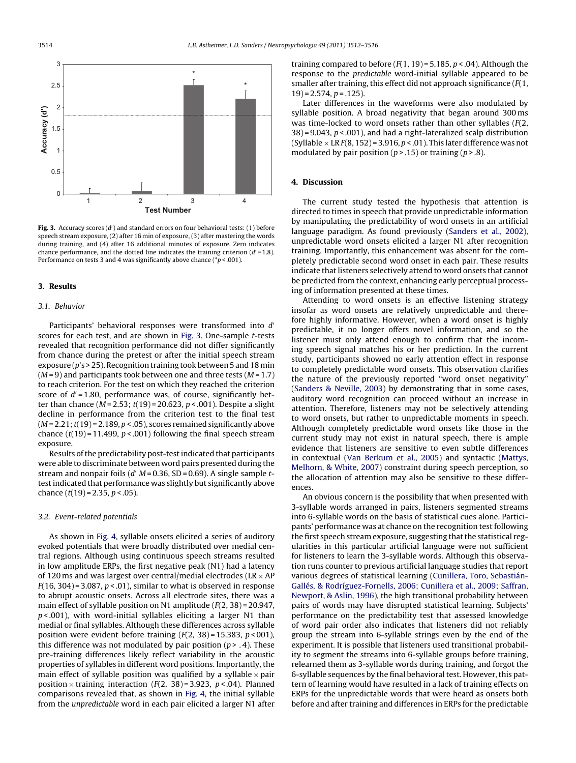**Fig. 3.** Accuracy scores ($d'$) and standard errors on four behavioral tests: (1) before speech stream exposure, (2) after 16 min of exposure, (3) after mastering the words during training, and (4) after 16 additional minutes of exposure. Zero indicates chance performance, and the dotted line indicates the training criterion ($d' = 1.8$). Performance on tests 3 and 4 was significantly above chance (*$p < .001$).

## 3. Results

### 3.1. Behavior

Participants' behavioral responses were transformed into $d'$ scores for each test, and are shown in Fig. 3. One-sample $t$-tests revealed that recognition performance did not differ significantly from chance during the pretest or after the initial speech stream exposure ($p$'s > .25). Recognition training took between 5 and 18 min ($M = 9$) and participants took between one and three tests ($M = 1.7$) to reach criterion. For the test on which they reached the criterion score of $d' = 1.80$, performance was, of course, significantly better than chance ($M = 2.53$; $t(19) = 20.623$, $p < .001$). Despite a slight decline in performance from the criterion test to the final test ($M = 2.21$; $t(19) = 2.189$, $p < .05$), scores remained significantly above chance ($t(19) = 11.499$, $p < .001$) following the final speech stream exposure.

Results of the predictability post-test indicated that participants were able to discriminate between word pairs presented during the stream and nonpair foils ($d'$ $M = 0.36$, SD = 0.69). A single sample $t$-test indicated that performance was slightly but significantly above chance ($t(19) = 2.35$, $p < .05$).

### 3.2. Event-related potentials

As shown in Fig. 4, syllable onsets elicited a series of auditory evoked potentials that were broadly distributed over medial central regions. Although using continuous speech streams resulted in low amplitude ERPs, the first negative peak (N1) had a latency of 120 ms and was largest over central/medial electrodes (LR × AP $F(16, 304) = 3.087$, $p < .01$), similar to what is observed in response to abrupt acoustic onsets. Across all electrode sites, there was a main effect of syllable position on N1 amplitude ($F(2, 38) = 20.947$, $p < .001$), with word-initial syllables eliciting a larger N1 than medial or final syllables. Although these differences across syllable position were evident before training ($F(2, 38) = 15.383$, $p < 001$), this difference was not modulated by pair position ($p > .4$). These pre-training differences likely reflect variability in the acoustic properties of syllables in different word positions. Importantly, the main effect of syllable position was qualified by a syllable × pair position × training interaction ($F(2, 38) = 3.923$, $p < .04$). Planned comparisons revealed that, as shown in Fig. 4, the initial syllable from the *unpredictable* word in each pair elicited a larger N1 after training compared to before ($F(1, 19) = 5.185$, $p < .04$). Although the response to the *predictable* word-initial syllable appeared to be smaller after training, this effect did not approach significance ($F(1, 19) = 2.574$, $p = .125$).

Later differences in the waveforms were also modulated by syllable position. A broad negativity that began around 300 ms was time-locked to word onsets rather than other syllables ($F(2, 38) = 9.043$, $p < .001$), and had a right-lateralized scalp distribution (Syllable × LR $F(8, 152) = 3.916$, $p < .01$). This later difference was not modulated by pair position ($p > .15$) or training ($p > .8$).

## 4. Discussion

The current study tested the hypothesis that attention is directed to times in speech that provide unpredictable information by manipulating the predictability of word onsets in an artificial language paradigm. As found previously (Sanders et al., 2002), unpredictable word onsets elicited a larger N1 after recognition training. Importantly, this enhancement was absent for the completely predictable second word onset in each pair. These results indicate that listeners selectively attend to word onsets that cannot be predicted from the context, enhancing early perceptual processing of information presented at these times.

Attending to word onsets is an effective listening strategy insofar as word onsets are relatively unpredictable and therefore highly informative. However, when a word onset is highly predictable, it no longer offers novel information, and so the listener must only attend enough to confirm that the incoming speech signal matches his or her prediction. In the current study, participants showed no early attention effect in response to completely predictable word onsets. This observation clarifies the nature of the previously reported "word onset negativity" (Sanders & Neville, 2003) by demonstrating that in some cases, auditory word recognition can proceed without an increase in attention. Therefore, listeners may not be selectively attending to word onsets, but rather to unpredictable moments in speech. Although completely predictable word onsets like those in the current study may not exist in natural speech, there is ample evidence that listeners are sensitive to even subtle differences in contextual (Van Berkum et al., 2005) and syntactic (Mattys, Melhorn, & White, 2007) constraint during speech perception, so the allocation of attention may also be sensitive to these differences.

An obvious concern is the possibility that when presented with 3-syllable words arranged in pairs, listeners segmented streams into 6-syllable words on the basis of statistical cues alone. Participants' performance was at chance on the recognition test following the first speech stream exposure, suggesting that the statistical regularities in this particular artificial language were not sufficient for listeners to learn the 3-syllable words. Although this observation runs counter to previous artificial language studies that report various degrees of statistical learning (Cunillera, Toro, Sebastián-Gallés, & Rodríguez-Fornells, 2006; Cunillera et al., 2009; Saffran, Newport, & Aslin, 1996), the high transitional probability between pairs of words may have disrupted statistical learning. Subjects' performance on the predictability test that assessed knowledge of word pair order also indicates that listeners did not reliably group the stream into 6-syllable strings even by the end of the experiment. It is possible that listeners used transitional probability to segment the streams into 6-syllable groups before training, relearned them as 3-syllable words during training, and forgot the 6-syllable sequences by the final behavioral test. However, this pattern of learning would have resulted in a lack of training effects on ERPs for the unpredictable words that were heard as onsets both before and after training and differences in ERPs for the predictable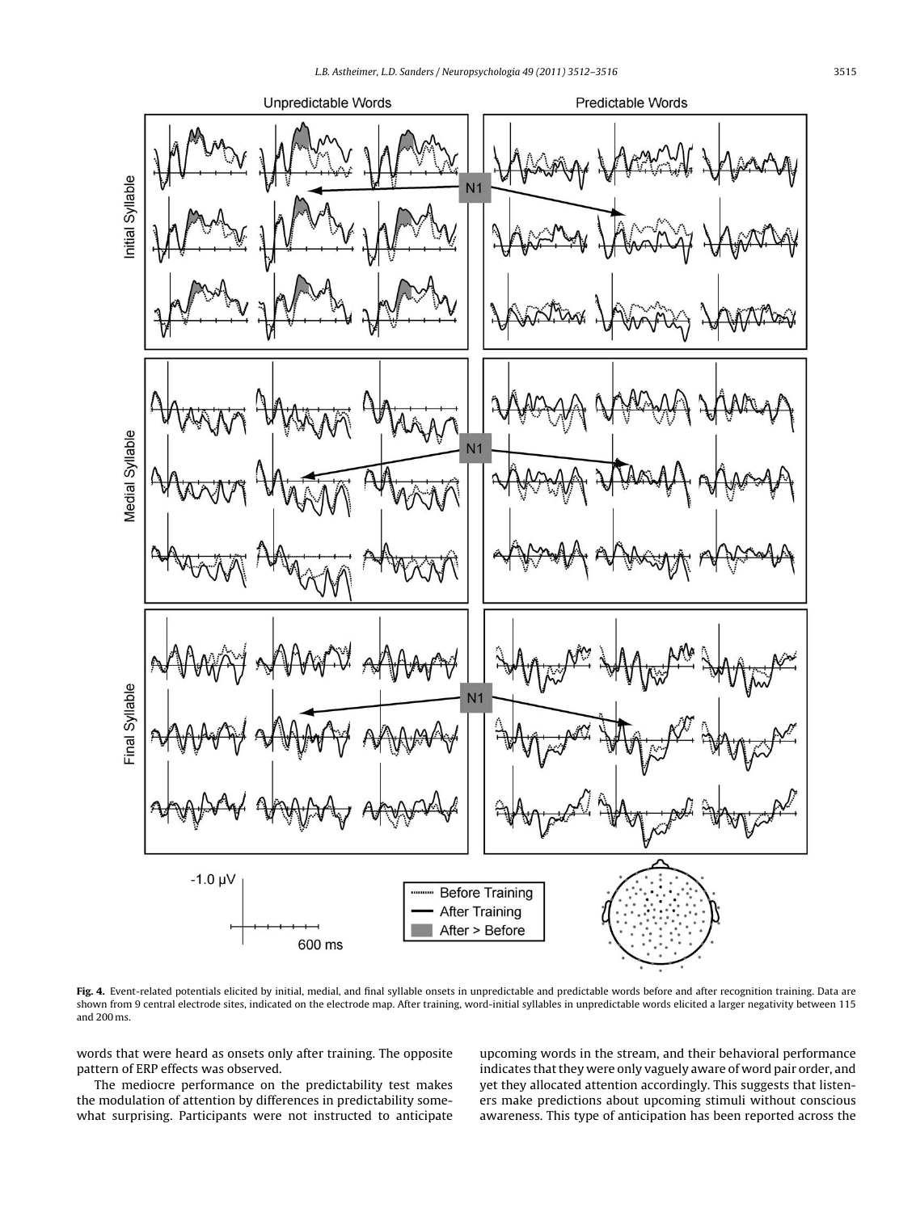**Fig. 4.** Event-related potentials elicited by initial, medial, and final syllable onsets in unpredictable and predictable words before and after recognition training. Data are shown from 9 central electrode sites, indicated on the electrode map. After training, word-initial syllables in unpredictable words elicited a larger negativity between 115 and 200 ms.

words that were heard as onsets only after training. The opposite pattern of ERP effects was observed.

The mediocre performance on the predictability test makes the modulation of attention by differences in predictability somewhat surprising. Participants were not instructed to anticipate upcoming words in the stream, and their behavioral performance indicates that they were only vaguely aware of word pair order, and yet they allocated attention accordingly. This suggests that listeners make predictions about upcoming stimuli without conscious awareness. This type of anticipation has been reported across the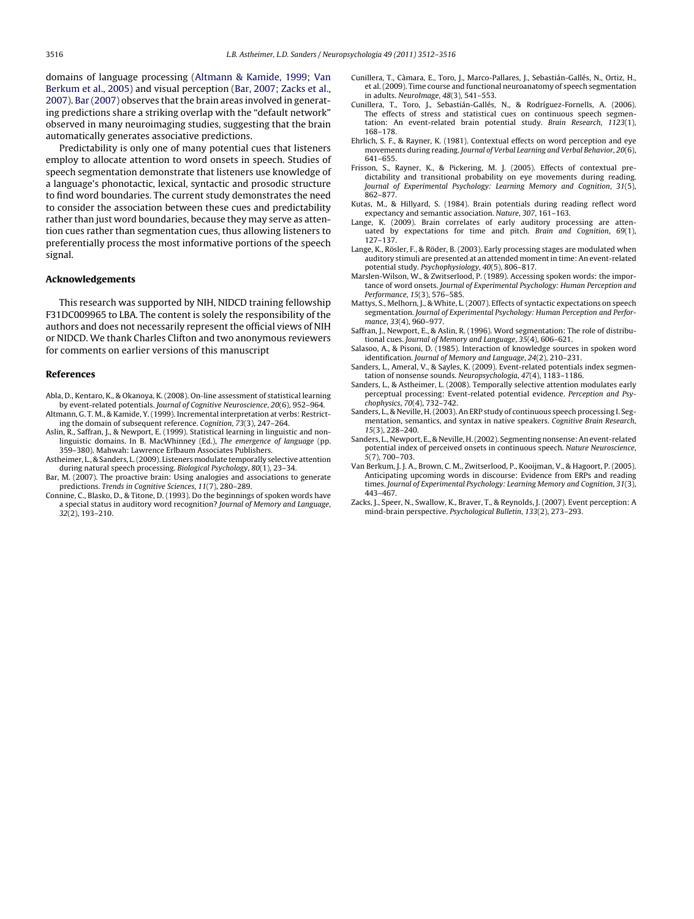domains of language processing (Altmann & Kamide, 1999; Van Berkum et al., 2005) and visual perception (Bar, 2007; Zacks et al., 2007). Bar (2007) observes that the brain areas involved in generating predictions share a striking overlap with the "default network" observed in many neuroimaging studies, suggesting that the brain automatically generates associative predictions.

Predictability is only one of many potential cues that listeners employ to allocate attention to word onsets in speech. Studies of speech segmentation demonstrate that listeners use knowledge of a language's phonotactic, lexical, syntactic and prosodic structure to find word boundaries. The current study demonstrates the need to consider the association between these cues and predictability rather than just word boundaries, because they may serve as attention cues rather than segmentation cues, thus allowing listeners to preferentially process the most informative portions of the speech signal.

## Acknowledgements

This research was supported by NIH, NIDCD training fellowship F31DC009965 to LBA. The content is solely the responsibility of the authors and does not necessarily represent the official views of NIH or NIDCD. We thank Charles Clifton and two anonymous reviewers for comments on earlier versions of this manuscript

## References

Abla, D., Kentaro, K., & Okanoya, K. (2008). On-line assessment of statistical learning by event-related potentials. *Journal of Cognitive Neuroscience*, *20*(6), 952–964.

Altmann, G. T. M., & Kamide, Y. (1999). Incremental interpretation at verbs: Restricting the domain of subsequent reference. *Cognition*, *73*(3), 247–264.

Aslin, R., Saffran, J., & Newport, E. (1999). Statistical learning in linguistic and non-linguistic domains. In B. MacWhinney (Ed.), *The emergence of language* (pp. 359–380). Mahwah: Lawrence Erlbaum Associates Publishers.

Astheimer, L., & Sanders, L. (2009). Listeners modulate temporally selective attention during natural speech processing. *Biological Psychology*, *80*(1), 23–34.

Bar, M. (2007). The proactive brain: Using analogies and associations to generate predictions. *Trends in Cognitive Sciences*, *11*(7), 280–289.

Connine, C., Blasko, D., & Titone, D. (1993). Do the beginnings of spoken words have a special status in auditory word recognition? *Journal of Memory and Language*, *32*(2), 193–210.

Cunillera, T., Càmara, E., Toro, J., Marco-Pallares, J., Sebastián-Gallés, N., Ortiz, H., et al. (2009). Time course and functional neuroanatomy of speech segmentation in adults. *NeuroImage*, *48*(3), 541–553.

Cunillera, T., Toro, J., Sebastián-Gallés, N., & Rodríguez-Fornells, A. (2006). The effects of stress and statistical cues on continuous speech segmentation: An event-related brain potential study. *Brain Research*, *1123*(1), 168–178.

Ehrlich, S. F., & Rayner, K. (1981). Contextual effects on word perception and eye movements during reading. *Journal of Verbal Learning and Verbal Behavior*, *20*(6), 641–655.

Frisson, S., Rayner, K., & Pickering, M. J. (2005). Effects of contextual predictability and transitional probability on eye movements during reading. *Journal of Experimental Psychology: Learning Memory and Cognition*, *31*(5), 862–877.

Kutas, M., & Hillyard, S. (1984). Brain potentials during reading reflect word expectancy and semantic association. *Nature*, *307*, 161–163.

Lange, K. (2009). Brain correlates of early auditory processing are attenuated by expectations for time and pitch. *Brain and Cognition*, *69*(1), 127–137.

Lange, K., Rösler, F., & Röder, B. (2003). Early processing stages are modulated when auditory stimuli are presented at an attended moment in time: An event-related potential study. *Psychophysiology*, *40*(5), 806–817.

Marslen-Wilson, W., & Zwitserlood, P. (1989). Accessing spoken words: the importance of word onsets. *Journal of Experimental Psychology: Human Perception and Performance*, *15*(3), 576–585.

Mattys, S., Melhorn, J., & White, L. (2007). Effects of syntactic expectations on speech segmentation. *Journal of Experimental Psychology: Human Perception and Performance*, *33*(4), 960–977.

Saffran, J., Newport, E., & Aslin, R. (1996). Word segmentation: The role of distributional cues. *Journal of Memory and Language*, *35*(4), 606–621.

Salasoo, A., & Pisoni, D. (1985). Interaction of knowledge sources in spoken word identification. *Journal of Memory and Language*, *24*(2), 210–231.

Sanders, L., Ameral, V., & Sayles, K. (2009). Event-related potentials index segmentation of nonsense sounds. *Neuropsychologia*, *47*(4), 1183–1186.

Sanders, L., & Astheimer, L. (2008). Temporally selective attention modulates early perceptual processing: Event-related potential evidence. *Perception and Psychophysics*, *70*(4), 732–742.

Sanders, L., & Neville, H. (2003). An ERP study of continuous speech processing I. Segmentation, semantics, and syntax in native speakers. *Cognitive Brain Research*, *15*(3), 228–240.

Sanders, L., Newport, E., & Neville, H. (2002). Segmenting nonsense: An event-related potential index of perceived onsets in continuous speech. *Nature Neuroscience*, *5*(7), 700–703.

Van Berkum, J. J. A., Brown, C. M., Zwitserlood, P., Kooijman, V., & Hagoort, P. (2005). Anticipating upcoming words in discourse: Evidence from ERPs and reading times. *Journal of Experimental Psychology: Learning Memory and Cognition*, *31*(3), 443–467.

Zacks, J., Speer, N., Swallow, K., Braver, T., & Reynolds, J. (2007). Event perception: A mind-brain perspective. *Psychological Bulletin*, *133*(2), 273–293.